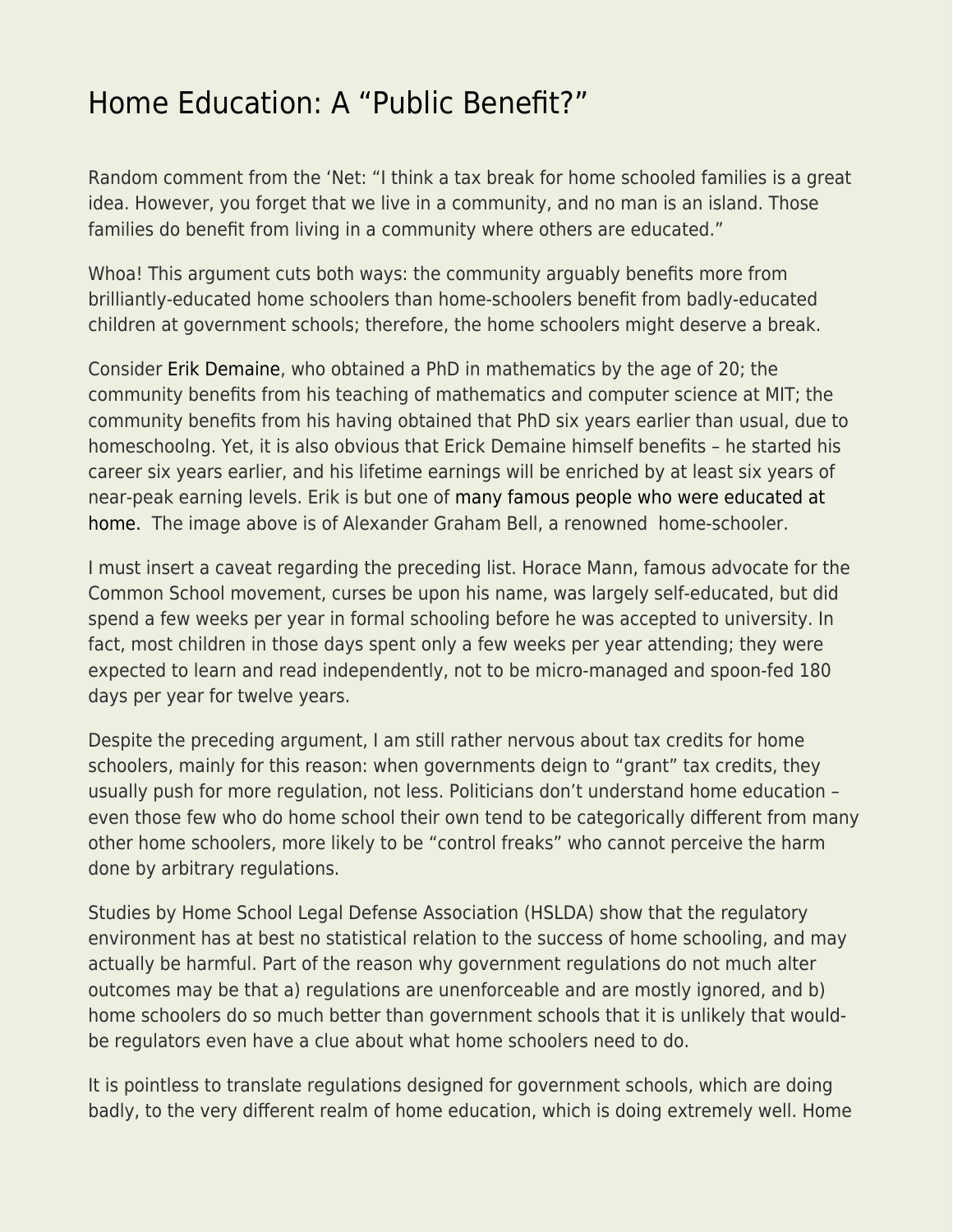# Home Education: A “Public Benefit?”

Random comment from the ‘Net: “I think a tax break for home schooled families is a great idea. However, you forget that we live in a community, and no man is an island. Those families do benefit from living in a community where others are educated.”

Whoa! This argument cuts both ways: the community arguably benefits more from brilliantly-educated home schoolers than home-schoolers benefit from badly-educated children at government schools; therefore, the home schoolers might deserve a break.

Consider Erik Demaine, who obtained a PhD in mathematics by the age of 20; the community benefits from his teaching of mathematics and computer science at MIT; the community benefits from his having obtained that PhD six years earlier than usual, due to homeschoolng. Yet, it is also obvious that Erick Demaine himself benefits – he started his career six years earlier, and his lifetime earnings will be enriched by at least six years of near-peak earning levels. Erik is but one of many famous people who were educated at home. The image above is of Alexander Graham Bell, a renowned home-schooler.

I must insert a caveat regarding the preceding list. Horace Mann, famous advocate for the Common School movement, curses be upon his name, was largely self-educated, but did spend a few weeks per year in formal schooling before he was accepted to university. In fact, most children in those days spent only a few weeks per year attending; they were expected to learn and read independently, not to be micro-managed and spoon-fed 180 days per year for twelve years.

Despite the preceding argument, I am still rather nervous about tax credits for home schoolers, mainly for this reason: when governments deign to “grant” tax credits, they usually push for more regulation, not less. Politicians don’t understand home education – even those few who do home school their own tend to be categorically different from many other home schoolers, more likely to be “control freaks” who cannot perceive the harm done by arbitrary regulations.

Studies by Home School Legal Defense Association (HSLDA) show that the regulatory environment has at best no statistical relation to the success of home schooling, and may actually be harmful. Part of the reason why government regulations do not much alter outcomes may be that a) regulations are unenforceable and are mostly ignored, and b) home schoolers do so much better than government schools that it is unlikely that would-be regulators even have a clue about what home schoolers need to do.

It is pointless to translate regulations designed for government schools, which are doing badly, to the very different realm of home education, which is doing extremely well. Home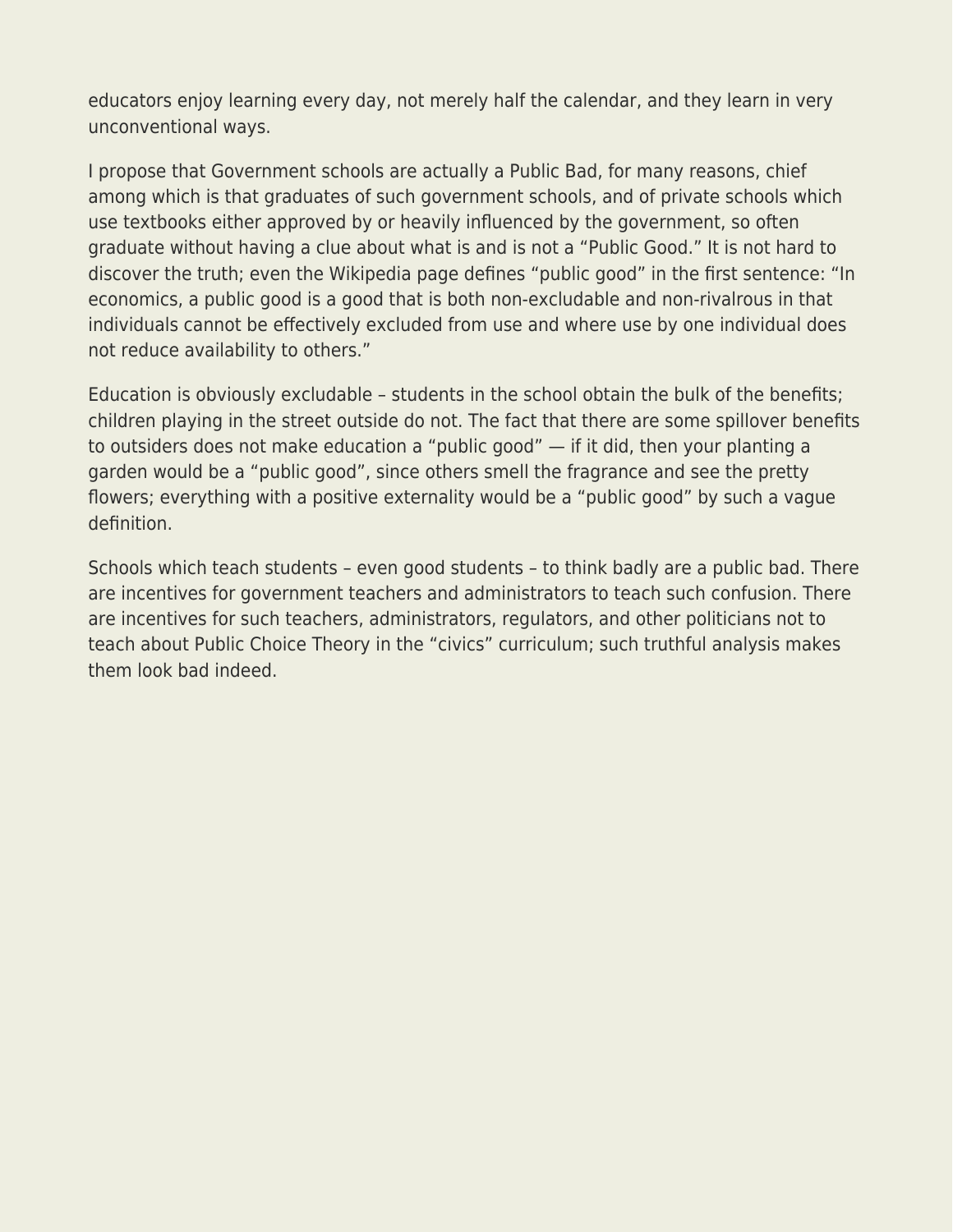educators enjoy learning every day, not merely half the calendar, and they learn in very unconventional ways.

I propose that Government schools are actually a Public Bad, for many reasons, chief among which is that graduates of such government schools, and of private schools which use textbooks either approved by or heavily influenced by the government, so often graduate without having a clue about what is and is not a "Public Good." It is not hard to discover the truth; even the Wikipedia page defines "public good" in the first sentence: "In economics, a public good is a good that is both non-excludable and non-rivalrous in that individuals cannot be effectively excluded from use and where use by one individual does not reduce availability to others."

Education is obviously excludable – students in the school obtain the bulk of the benefits; children playing in the street outside do not. The fact that there are some spillover benefits to outsiders does not make education a "public good" — if it did, then your planting a garden would be a "public good", since others smell the fragrance and see the pretty flowers; everything with a positive externality would be a "public good" by such a vague definition.

Schools which teach students – even good students – to think badly are a public bad. There are incentives for government teachers and administrators to teach such confusion. There are incentives for such teachers, administrators, regulators, and other politicians not to teach about Public Choice Theory in the "civics" curriculum; such truthful analysis makes them look bad indeed.